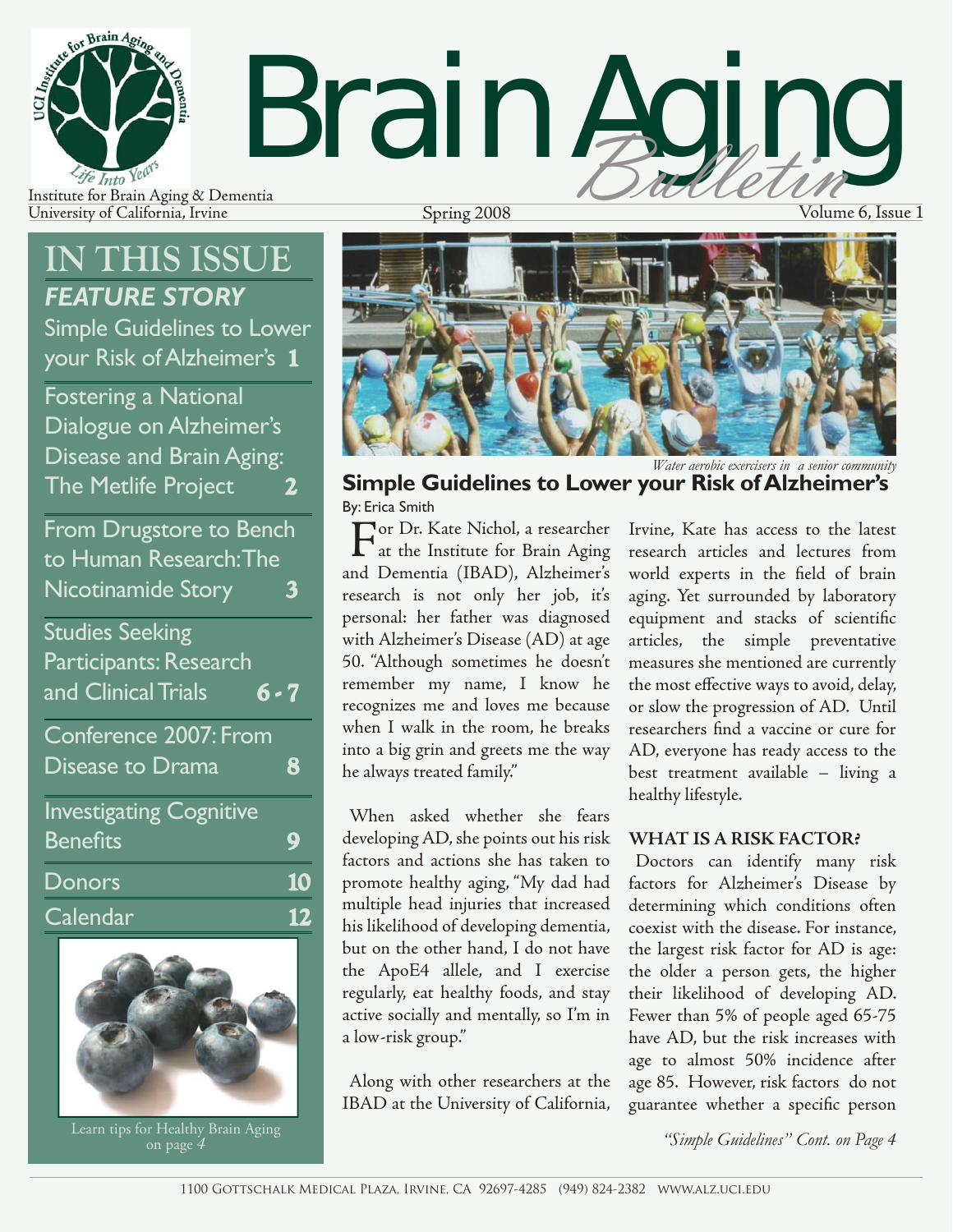# Brain Aging *Bulletin*

Institute for Brain Aging & Dementia
University of California, Irvine

Spring 2008

Volume 6, Issue 1

## IN THIS ISSUE

***FEATURE STORY***

Simple Guidelines to Lower your Risk of Alzheimer's **1**

Fostering a National Dialogue on Alzheimer's Disease and Brain Aging: The Metlife Project **2**

From Drugstore to Bench to Human Research: The Nicotinamide Story **3**

Studies Seeking Participants: Research and Clinical Trials **6 - 7**

Conference 2007: From Disease to Drama **8**

Investigating Cognitive Benefits **9**

Donors **10**

Calendar **12**

Learn tips for Healthy Brain Aging on page *4*

*Water aerobic exercisers in a senior community*

## Simple Guidelines to Lower your Risk of Alzheimer's

By: Erica Smith

For Dr. Kate Nichol, a researcher at the Institute for Brain Aging and Dementia (IBAD), Alzheimer's research is not only her job, it's personal: her father was diagnosed with Alzheimer's Disease (AD) at age 50. "Although sometimes he doesn't remember my name, I know he recognizes me and loves me because when I walk in the room, he breaks into a big grin and greets me the way he always treated family."

When asked whether she fears developing AD, she points out his risk factors and actions she has taken to promote healthy aging, "My dad had multiple head injuries that increased his likelihood of developing dementia, but on the other hand, I do not have the ApoE4 allele, and I exercise regularly, eat healthy foods, and stay active socially and mentally, so I'm in a low-risk group."

Along with other researchers at the IBAD at the University of California, Irvine, Kate has access to the latest research articles and lectures from world experts in the field of brain aging. Yet surrounded by laboratory equipment and stacks of scientific articles, the simple preventative measures she mentioned are currently the most effective ways to avoid, delay, or slow the progression of AD. Until researchers find a vaccine or cure for AD, everyone has ready access to the best treatment available – living a healthy lifestyle.

### WHAT IS A RISK FACTOR?

Doctors can identify many risk factors for Alzheimer's Disease by determining which conditions often coexist with the disease. For instance, the largest risk factor for AD is age: the older a person gets, the higher their likelihood of developing AD. Fewer than 5% of people aged 65-75 have AD, but the risk increases with age to almost 50% incidence after age 85. However, risk factors do not guarantee whether a specific person

*"Simple Guidelines" Cont. on Page 4*

1100 Gottschalk Medical Plaza, Irvine, CA 92697-4285 (949) 824-2382 www.alz.uci.edu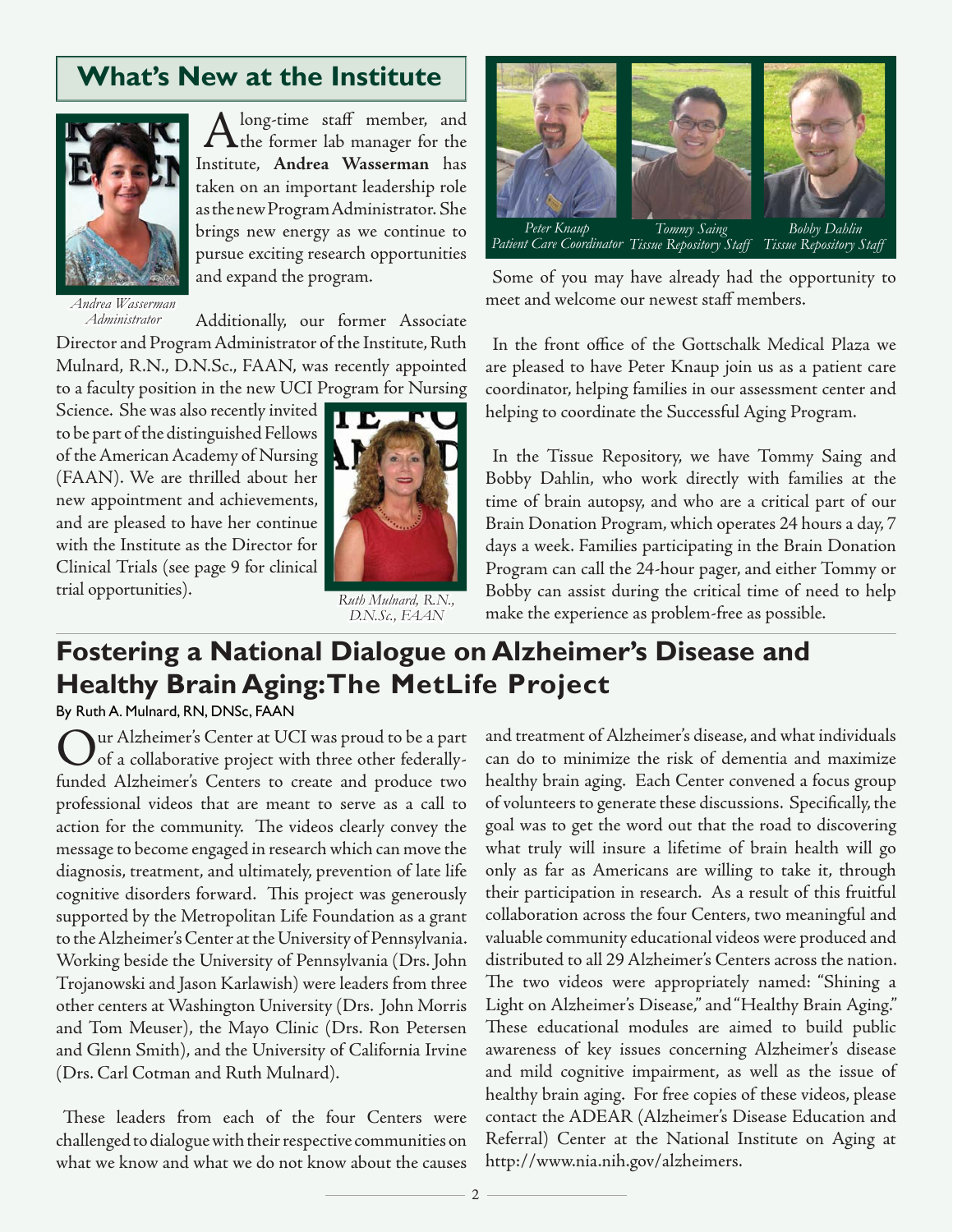## What's New at the Institute

*Andrea Wasserman*
*Administrator*

A long-time staff member, and the former lab manager for the Institute, **Andrea Wasserman** has taken on an important leadership role as the new Program Administrator. She brings new energy as we continue to pursue exciting research opportunities and expand the program.

Additionally, our former Associate Director and Program Administrator of the Institute, Ruth Mulnard, R.N., D.N.Sc., FAAN, was recently appointed to a faculty position in the new UCI Program for Nursing Science. She was also recently invited to be part of the distinguished Fellows of the American Academy of Nursing (FAAN). We are thrilled about her new appointment and achievements, and are pleased to have her continue with the Institute as the Director for Clinical Trials (see page 9 for clinical trial opportunities).

*Ruth Mulnard, R.N., D.N.Sc., FAAN*

*Peter Knaup* — *Patient Care Coordinator*
*Tommy Saing* — *Tissue Repository Staff*
*Bobby Dahlin* — *Tissue Repository Staff*

Some of you may have already had the opportunity to meet and welcome our newest staff members.

In the front office of the Gottschalk Medical Plaza we are pleased to have Peter Knaup join us as a patient care coordinator, helping families in our assessment center and helping to coordinate the Successful Aging Program.

In the Tissue Repository, we have Tommy Saing and Bobby Dahlin, who work directly with families at the time of brain autopsy, and who are a critical part of our Brain Donation Program, which operates 24 hours a day, 7 days a week. Families participating in the Brain Donation Program can call the 24-hour pager, and either Tommy or Bobby can assist during the critical time of need to help make the experience as problem-free as possible.

## Fostering a National Dialogue on Alzheimer's Disease and Healthy Brain Aging: The MetLife Project

By Ruth A. Mulnard, RN, DNSc, FAAN

Our Alzheimer's Center at UCI was proud to be a part of a collaborative project with three other federally-funded Alzheimer's Centers to create and produce two professional videos that are meant to serve as a call to action for the community. The videos clearly convey the message to become engaged in research which can move the diagnosis, treatment, and ultimately, prevention of late life cognitive disorders forward. This project was generously supported by the Metropolitan Life Foundation as a grant to the Alzheimer's Center at the University of Pennsylvania. Working beside the University of Pennsylvania (Drs. John Trojanowski and Jason Karlawish) were leaders from three other centers at Washington University (Drs. John Morris and Tom Meuser), the Mayo Clinic (Drs. Ron Petersen and Glenn Smith), and the University of California Irvine (Drs. Carl Cotman and Ruth Mulnard).

These leaders from each of the four Centers were challenged to dialogue with their respective communities on what we know and what we do not know about the causes and treatment of Alzheimer's disease, and what individuals can do to minimize the risk of dementia and maximize healthy brain aging. Each Center convened a focus group of volunteers to generate these discussions. Specifically, the goal was to get the word out that the road to discovering what truly will insure a lifetime of brain health will go only as far as Americans are willing to take it, through their participation in research. As a result of this fruitful collaboration across the four Centers, two meaningful and valuable community educational videos were produced and distributed to all 29 Alzheimer's Centers across the nation. The two videos were appropriately named: "Shining a Light on Alzheimer's Disease," and "Healthy Brain Aging." These educational modules are aimed to build public awareness of key issues concerning Alzheimer's disease and mild cognitive impairment, as well as the issue of healthy brain aging. For free copies of these videos, please contact the ADEAR (Alzheimer's Disease Education and Referral) Center at the National Institute on Aging at http://www.nia.nih.gov/alzheimers.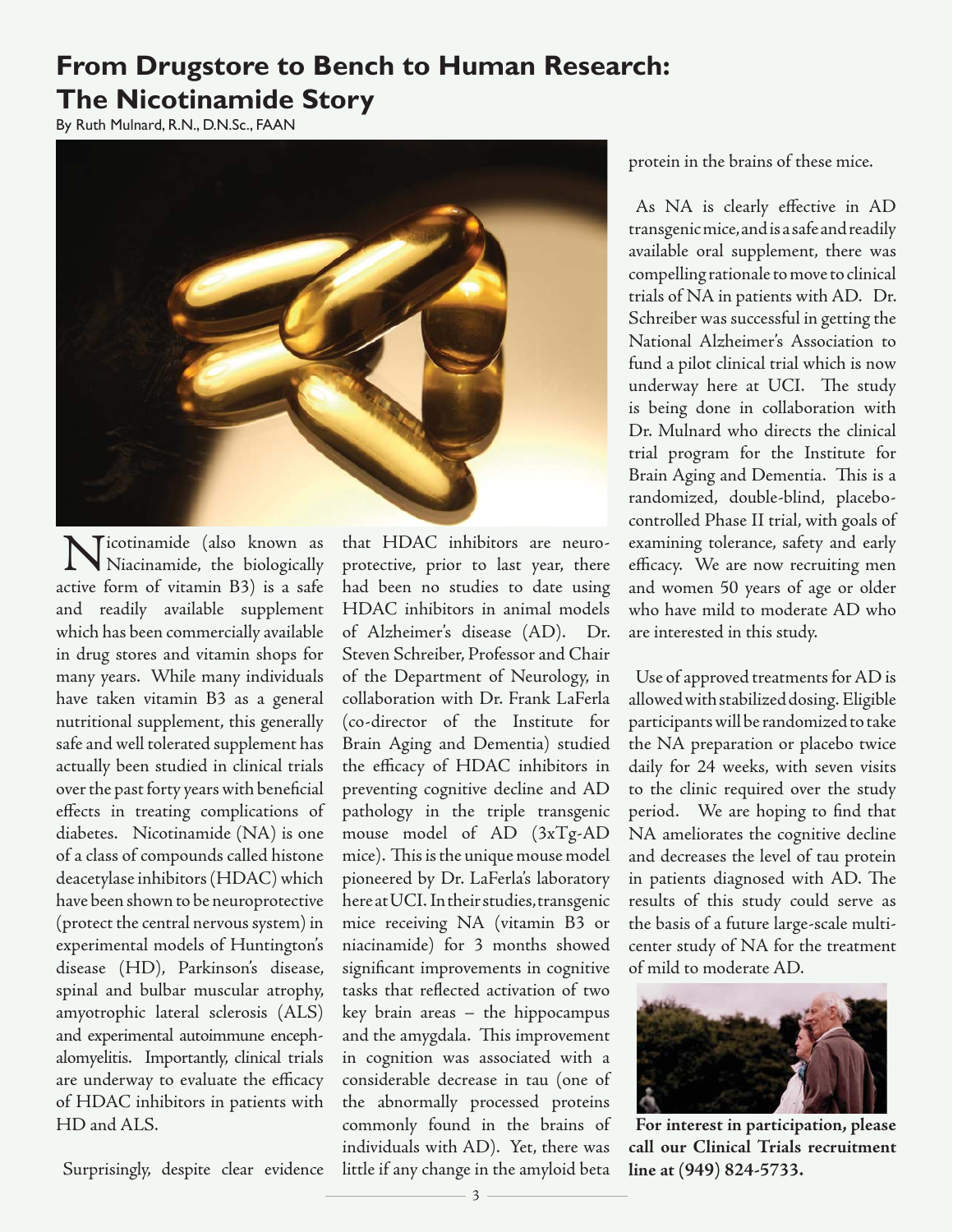# From Drugstore to Bench to Human Research: The Nicotinamide Story

By Ruth Mulnard, R.N., D.N.Sc., FAAN

Nicotinamide (also known as Niacinamide, the biologically active form of vitamin B3) is a safe and readily available supplement which has been commercially available in drug stores and vitamin shops for many years. While many individuals have taken vitamin B3 as a general nutritional supplement, this generally safe and well tolerated supplement has actually been studied in clinical trials over the past forty years with beneficial effects in treating complications of diabetes. Nicotinamide (NA) is one of a class of compounds called histone deacetylase inhibitors (HDAC) which have been shown to be neuroprotective (protect the central nervous system) in experimental models of Huntington's disease (HD), Parkinson's disease, spinal and bulbar muscular atrophy, amyotrophic lateral sclerosis (ALS) and experimental autoimmune encephalomyelitis. Importantly, clinical trials are underway to evaluate the efficacy of HDAC inhibitors in patients with HD and ALS.

Surprisingly, despite clear evidence that HDAC inhibitors are neuroprotective, prior to last year, there had been no studies to date using HDAC inhibitors in animal models of Alzheimer's disease (AD). Dr. Steven Schreiber, Professor and Chair of the Department of Neurology, in collaboration with Dr. Frank LaFerla (co-director of the Institute for Brain Aging and Dementia) studied the efficacy of HDAC inhibitors in preventing cognitive decline and AD pathology in the triple transgenic mouse model of AD (3xTg-AD mice). This is the unique mouse model pioneered by Dr. LaFerla's laboratory here at UCI. In their studies, transgenic mice receiving NA (vitamin B3 or niacinamide) for 3 months showed significant improvements in cognitive tasks that reflected activation of two key brain areas – the hippocampus and the amygdala. This improvement in cognition was associated with a considerable decrease in tau (one of the abnormally processed proteins commonly found in the brains of individuals with AD). Yet, there was little if any change in the amyloid beta protein in the brains of these mice.

As NA is clearly effective in AD transgenic mice, and is a safe and readily available oral supplement, there was compelling rationale to move to clinical trials of NA in patients with AD. Dr. Schreiber was successful in getting the National Alzheimer's Association to fund a pilot clinical trial which is now underway here at UCI. The study is being done in collaboration with Dr. Mulnard who directs the clinical trial program for the Institute for Brain Aging and Dementia. This is a randomized, double-blind, placebo-controlled Phase II trial, with goals of examining tolerance, safety and early efficacy. We are now recruiting men and women 50 years of age or older who have mild to moderate AD who are interested in this study.

Use of approved treatments for AD is allowed with stabilized dosing. Eligible participants will be randomized to take the NA preparation or placebo twice daily for 24 weeks, with seven visits to the clinic required over the study period. We are hoping to find that NA ameliorates the cognitive decline and decreases the level of tau protein in patients diagnosed with AD. The results of this study could serve as the basis of a future large-scale multi-center study of NA for the treatment of mild to moderate AD.

**For interest in participation, please call our Clinical Trials recruitment line at (949) 824-5733.**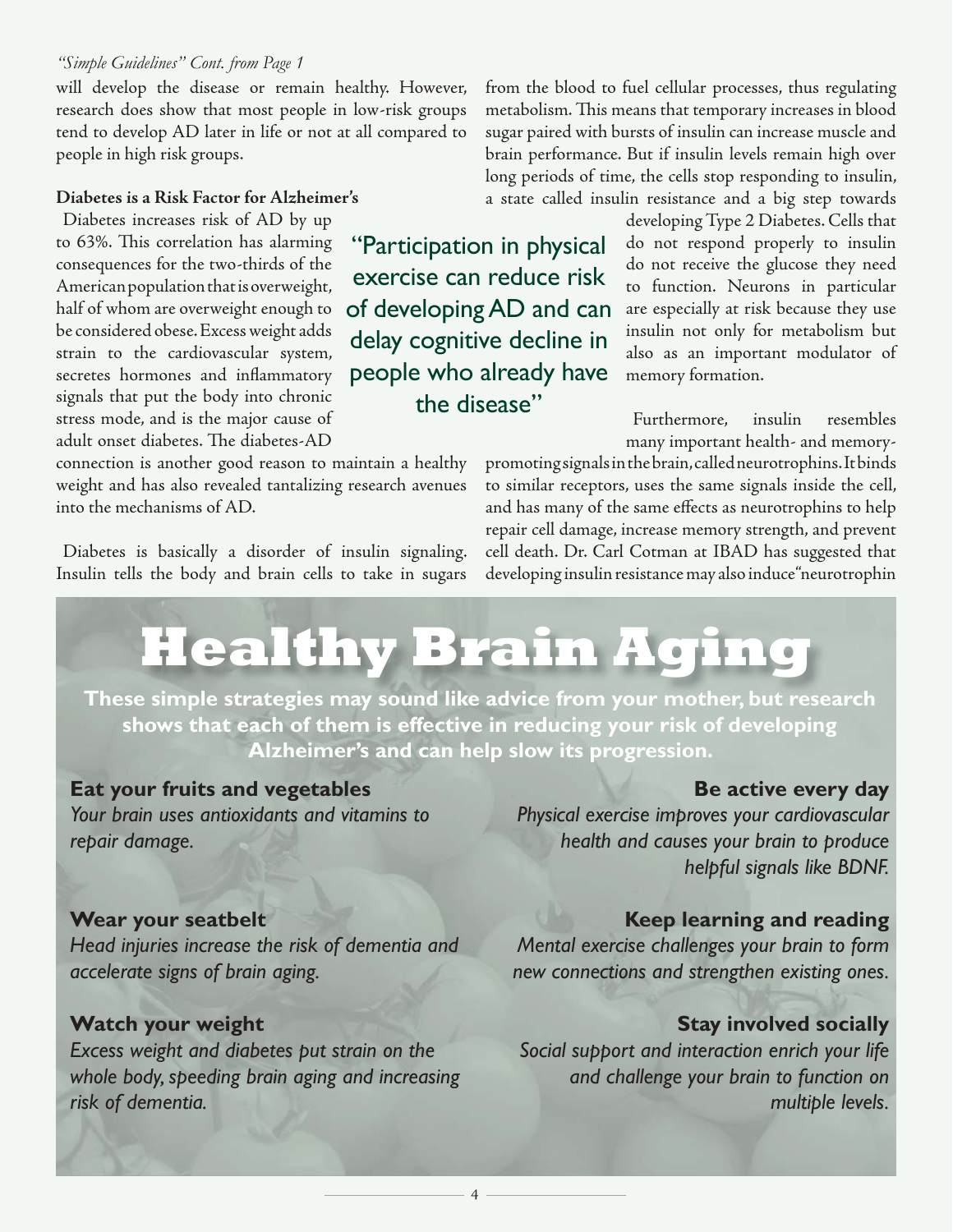*"Simple Guidelines" Cont. from Page 1*

will develop the disease or remain healthy. However, research does show that most people in low-risk groups tend to develop AD later in life or not at all compared to people in high risk groups.

**Diabetes is a Risk Factor for Alzheimer's**

Diabetes increases risk of AD by up to 63%. This correlation has alarming consequences for the two-thirds of the American population that is overweight, half of whom are overweight enough to be considered obese. Excess weight adds strain to the cardiovascular system, secretes hormones and inflammatory signals that put the body into chronic stress mode, and is the major cause of adult onset diabetes. The diabetes-AD connection is another good reason to maintain a healthy weight and has also revealed tantalizing research avenues into the mechanisms of AD.

> "Participation in physical exercise can reduce risk of developing AD and can delay cognitive decline in people who already have the disease"

Diabetes is basically a disorder of insulin signaling. Insulin tells the body and brain cells to take in sugars from the blood to fuel cellular processes, thus regulating metabolism. This means that temporary increases in blood sugar paired with bursts of insulin can increase muscle and brain performance. But if insulin levels remain high over long periods of time, the cells stop responding to insulin, a state called insulin resistance and a big step towards developing Type 2 Diabetes. Cells that do not respond properly to insulin do not receive the glucose they need to function. Neurons in particular are especially at risk because they use insulin not only for metabolism but also as an important modulator of memory formation.

Furthermore, insulin resembles many important health- and memory-promoting signals in the brain, called neurotrophins. It binds to similar receptors, uses the same signals inside the cell, and has many of the same effects as neurotrophins to help repair cell damage, increase memory strength, and prevent cell death. Dr. Carl Cotman at IBAD has suggested that developing insulin resistance may also induce "neurotrophin

# Healthy Brain Aging

**These simple strategies may sound like advice from your mother, but research shows that each of them is effective in reducing your risk of developing Alzheimer's and can help slow its progression.**

**Eat your fruits and vegetables**
*Your brain uses antioxidants and vitamins to repair damage.*

**Wear your seatbelt**
*Head injuries increase the risk of dementia and accelerate signs of brain aging.*

**Watch your weight**
*Excess weight and diabetes put strain on the whole body, speeding brain aging and increasing risk of dementia.*

**Be active every day**
*Physical exercise improves your cardiovascular health and causes your brain to produce helpful signals like BDNF.*

**Keep learning and reading**
*Mental exercise challenges your brain to form new connections and strengthen existing ones.*

**Stay involved socially**
*Social support and interaction enrich your life and challenge your brain to function on multiple levels.*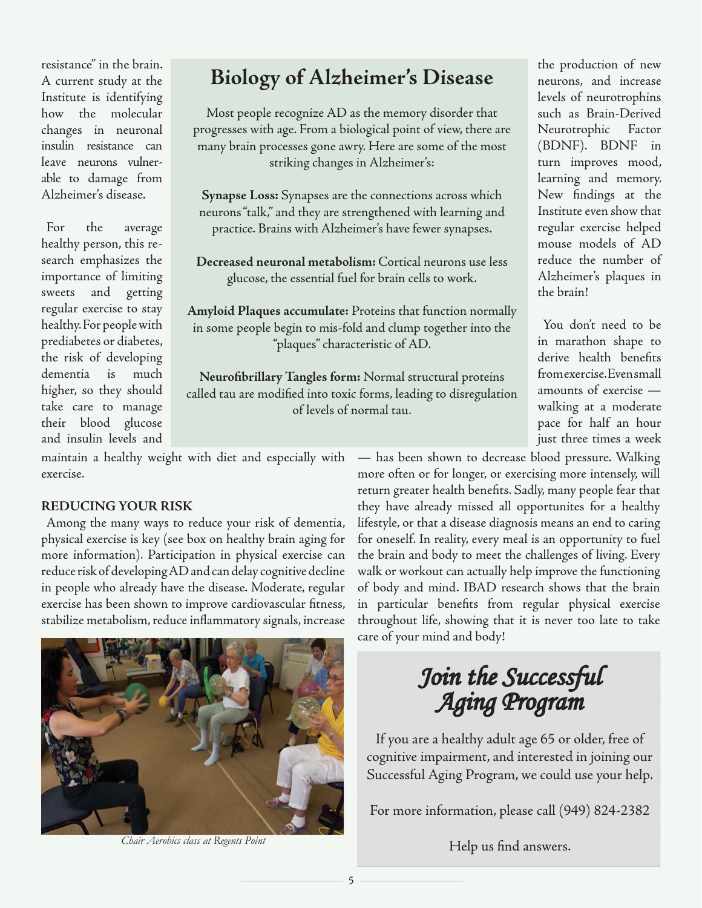resistance" in the brain. A current study at the Institute is identifying how the molecular changes in neuronal insulin resistance can leave neurons vulnerable to damage from Alzheimer's disease.

For the average healthy person, this research emphasizes the importance of limiting sweets and getting regular exercise to stay healthy. For people with prediabetes or diabetes, the risk of developing dementia is much higher, so they should take care to manage their blood glucose and insulin levels and maintain a healthy weight with diet and especially with exercise.

## Biology of Alzheimer's Disease

Most people recognize AD as the memory disorder that progresses with age. From a biological point of view, there are many brain processes gone awry. Here are some of the most striking changes in Alzheimer's:

**Synapse Loss:** Synapses are the connections across which neurons "talk," and they are strengthened with learning and practice. Brains with Alzheimer's have fewer synapses.

**Decreased neuronal metabolism:** Cortical neurons use less glucose, the essential fuel for brain cells to work.

**Amyloid Plaques accumulate:** Proteins that function normally in some people begin to mis-fold and clump together into the "plaques" characteristic of AD.

**Neurofibrillary Tangles form:** Normal structural proteins called tau are modified into toxic forms, leading to disregulation of levels of normal tau.

### REDUCING YOUR RISK

Among the many ways to reduce your risk of dementia, physical exercise is key (see box on healthy brain aging for more information). Participation in physical exercise can reduce risk of developing AD and can delay cognitive decline in people who already have the disease. Moderate, regular exercise has been shown to improve cardiovascular fitness, stabilize metabolism, reduce inflammatory signals, increase the production of new neurons, and increase levels of neurotrophins such as Brain-Derived Neurotrophic Factor (BDNF). BDNF in turn improves mood, learning and memory. New findings at the Institute even show that regular exercise helped mouse models of AD reduce the number of Alzheimer's plaques in the brain!

*Chair Aerobics class at Regents Point*

You don't need to be in marathon shape to derive health benefits from exercise. Even small amounts of exercise — walking at a moderate pace for half an hour just three times a week — has been shown to decrease blood pressure. Walking more often or for longer, or exercising more intensely, will return greater health benefits. Sadly, many people fear that they have already missed all opportunites for a healthy lifestyle, or that a disease diagnosis means an end to caring for oneself. In reality, every meal is an opportunity to fuel the brain and body to meet the challenges of living. Every walk or workout can actually help improve the functioning of body and mind. IBAD research shows that the brain in particular benefits from regular physical exercise throughout life, showing that it is never too late to take care of your mind and body!

## *Join the Successful Aging Program*

If you are a healthy adult age 65 or older, free of cognitive impairment, and interested in joining our Successful Aging Program, we could use your help.

For more information, please call (949) 824-2382

Help us find answers.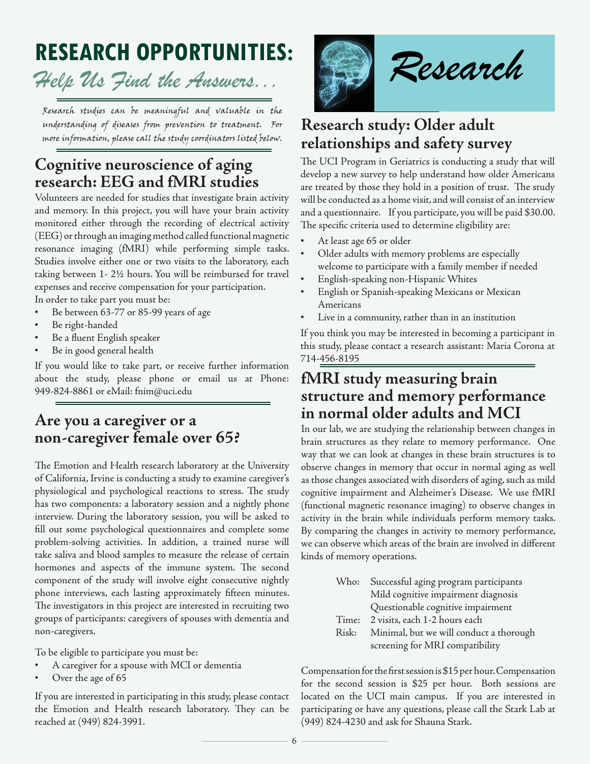# RESEARCH OPPORTUNITIES:

*Help Us Find the Answers...*

*Research studies can be meaningful and valuable in the understanding of diseases from prevention to treatment. For more information, please call the study coordinators listed below.*

## Cognitive neuroscience of aging research: EEG and fMRI studies

Volunteers are needed for studies that investigate brain activity and memory. In this project, you will have your brain activity monitored either through the recording of electrical activity (EEG) or through an imaging method called functional magnetic resonance imaging (fMRI) while performing simple tasks. Studies involve either one or two visits to the laboratory, each taking between 1- 2½ hours. You will be reimbursed for travel expenses and receive compensation for your participation.

In order to take part you must be:

- Be between 63-77 or 85-99 years of age
- Be right-handed
- Be a fluent English speaker
- Be in good general health

If you would like to take part, or receive further information about the study, please phone or email us at Phone: 949-824-8861 or eMail: fnim@uci.edu

## Are you a caregiver or a non-caregiver female over 65?

The Emotion and Health research laboratory at the University of California, Irvine is conducting a study to examine caregiver's physiological and psychological reactions to stress. The study has two components: a laboratory session and a nightly phone interview. During the laboratory session, you will be asked to fill out some psychological questionnaires and complete some problem-solving activities. In addition, a trained nurse will take saliva and blood samples to measure the release of certain hormones and aspects of the immune system. The second component of the study will involve eight consecutive nightly phone interviews, each lasting approximately fifteen minutes. The investigators in this project are interested in recruiting two groups of participants: caregivers of spouses with dementia and non-caregivers.

To be eligible to participate you must be:

- A caregiver for a spouse with MCI or dementia
- Over the age of 65

If you are interested in participating in this study, please contact the Emotion and Health research laboratory. They can be reached at (949) 824-3991.

# Research

## Research study: Older adult relationships and safety survey

The UCI Program in Geriatrics is conducting a study that will develop a new survey to help understand how older Americans are treated by those they hold in a position of trust. The study will be conducted as a home visit, and will consist of an interview and a questionnaire. If you participate, you will be paid $30.00. The specific criteria used to determine eligibility are:

- At least age 65 or older
- Older adults with memory problems are especially welcome to participate with a family member if needed
- English-speaking non-Hispanic Whites
- English or Spanish-speaking Mexicans or Mexican Americans
- Live in a community, rather than in an institution

If you think you may be interested in becoming a participant in this study, please contact a research assistant: Maria Corona at 714-456-8195

## fMRI study measuring brain structure and memory performance in normal older adults and MCI

In our lab, we are studying the relationship between changes in brain structures as they relate to memory performance. One way that we can look at changes in these brain structures is to observe changes in memory that occur in normal aging as well as those changes associated with disorders of aging, such as mild cognitive impairment and Alzheimer's Disease. We use fMRI (functional magnetic resonance imaging) to observe changes in activity in the brain while individuals perform memory tasks. By comparing the changes in activity to memory performance, we can observe which areas of the brain are involved in different kinds of memory operations.

Who: Successful aging program participants
Mild cognitive impairment diagnosis
Questionable cognitive impairment

Time: 2 visits, each 1-2 hours each

Risk: Minimal, but we will conduct a thorough screening for MRI compatibility

Compensation for the first session is $15 per hour. Compensation for the second session is $25 per hour. Both sessions are located on the UCI main campus. If you are interested in participating or have any questions, please call the Stark Lab at (949) 824-4230 and ask for Shauna Stark.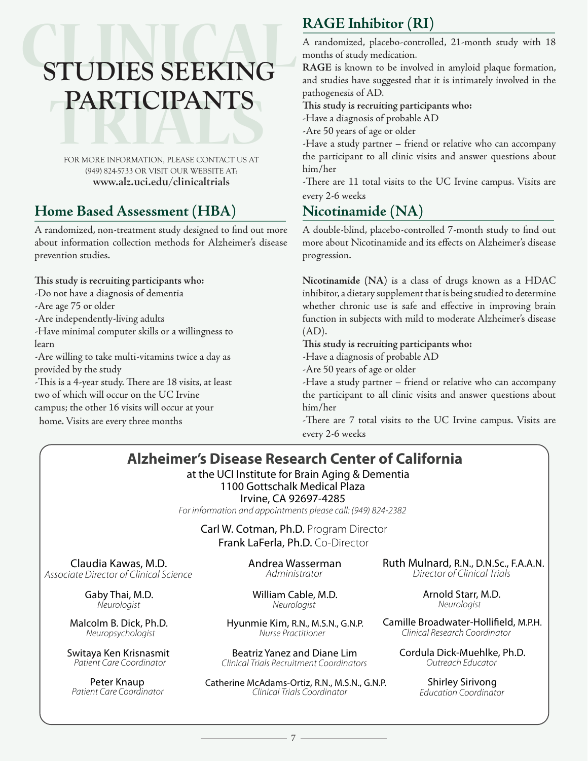# STUDIES SEEKING PARTICIPANTS

FOR MORE INFORMATION, PLEASE CONTACT US AT (949) 824-5733 OR VISIT OUR WEBSITE AT:
**www.alz.uci.edu/clinicaltrials**

## Home Based Assessment (HBA)

A randomized, non-treatment study designed to find out more about information collection methods for Alzheimer's disease prevention studies.

**This study is recruiting participants who:**

-Do not have a diagnosis of dementia
-Are age 75 or older
-Are independently-living adults
-Have minimal computer skills or a willingness to learn
-Are willing to take multi-vitamins twice a day as provided by the study
-This is a 4-year study. There are 18 visits, at least two of which will occur on the UC Irvine campus; the other 16 visits will occur at your home. Visits are every three months

## RAGE Inhibitor (RI)

A randomized, placebo-controlled, 21-month study with 18 months of study medication.

**RAGE** is known to be involved in amyloid plaque formation, and studies have suggested that it is intimately involved in the pathogenesis of AD.

**This study is recruiting participants who:**

-Have a diagnosis of probable AD
-Are 50 years of age or older
-Have a study partner – friend or relative who can accompany the participant to all clinic visits and answer questions about him/her
-There are 11 total visits to the UC Irvine campus. Visits are every 2-6 weeks

## Nicotinamide (NA)

A double-blind, placebo-controlled 7-month study to find out more about Nicotinamide and its effects on Alzheimer's disease progression.

**Nicotinamide (NA)** is a class of drugs known as a HDAC inhibitor, a dietary supplement that is being studied to determine whether chronic use is safe and effective in improving brain function in subjects with mild to moderate Alzheimer's disease (AD).

**This study is recruiting participants who:**

-Have a diagnosis of probable AD
-Are 50 years of age or older
-Have a study partner – friend or relative who can accompany the participant to all clinic visits and answer questions about him/her
-There are 7 total visits to the UC Irvine campus. Visits are every 2-6 weeks

## Alzheimer's Disease Research Center of California

at the UCI Institute for Brain Aging & Dementia
1100 Gottschalk Medical Plaza
Irvine, CA 92697-4285
*For information and appointments please call: (949) 824-2382*

Carl W. Cotman, Ph.D. Program Director
Frank LaFerla, Ph.D. Co-Director

Claudia Kawas, M.D.
*Associate Director of Clinical Science*

Andrea Wasserman
*Administrator*

Ruth Mulnard, R.N., D.N.Sc., F.A.A.N.
*Director of Clinical Trials*

Gaby Thai, M.D.
*Neurologist*

William Cable, M.D.
*Neurologist*

Arnold Starr, M.D.
*Neurologist*

Malcolm B. Dick, Ph.D.
*Neuropsychologist*

Hyunmie Kim, R.N., M.S.N., G.N.P.
*Nurse Practitioner*

Camille Broadwater-Hollifield, M.P.H.
*Clinical Research Coordinator*

Switaya Ken Krisnasmit
*Patient Care Coordinator*

Beatriz Yanez and Diane Lim
*Clinical Trials Recruitment Coordinators*

Cordula Dick-Muehlke, Ph.D.
*Outreach Educator*

Peter Knaup
*Patient Care Coordinator*

Catherine McAdams-Ortiz, R.N., M.S.N., G.N.P.
*Clinical Trials Coordinator*

Shirley Sirivong
*Education Coordinator*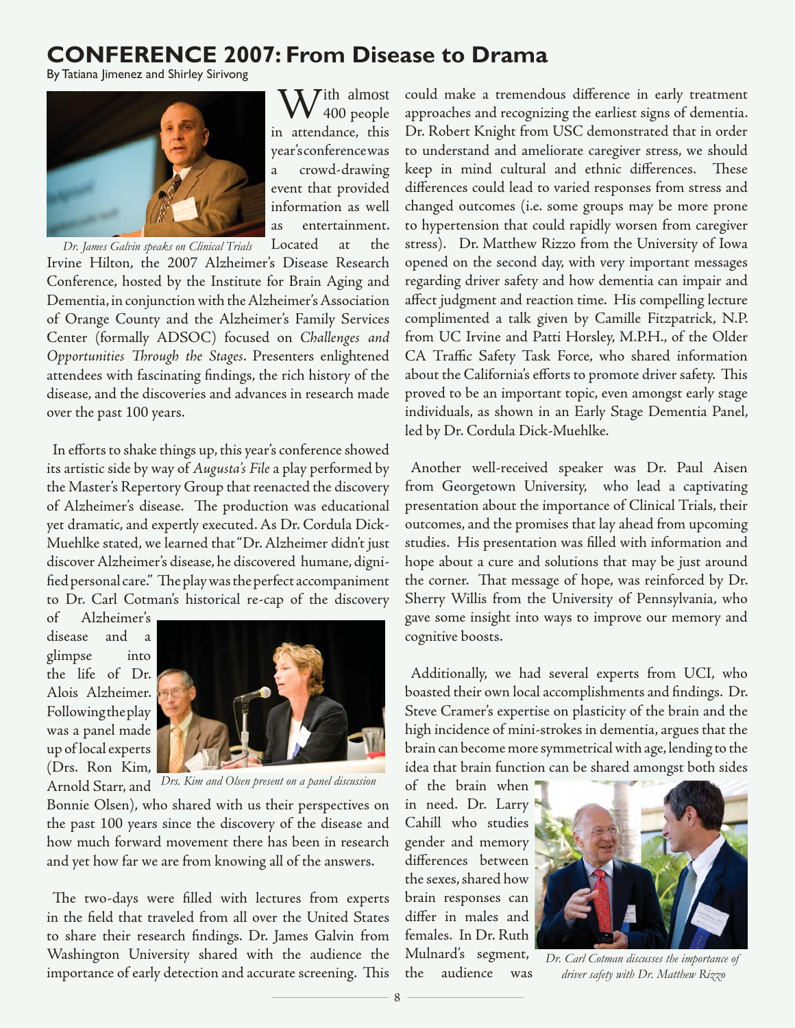# CONFERENCE 2007: From Disease to Drama

By Tatiana Jimenez and Shirley Sirivong

*Dr. James Galvin speaks on Clinical Trials*

With almost 400 people in attendance, this year's conference was a crowd-drawing event that provided information as well as entertainment. Located at the Irvine Hilton, the 2007 Alzheimer's Disease Research Conference, hosted by the Institute for Brain Aging and Dementia, in conjunction with the Alzheimer's Association of Orange County and the Alzheimer's Family Services Center (formally ADSOC) focused on *Challenges and Opportunities Through the Stages*. Presenters enlightened attendees with fascinating findings, the rich history of the disease, and the discoveries and advances in research made over the past 100 years.

In efforts to shake things up, this year's conference showed its artistic side by way of *Augusta's File* a play performed by the Master's Repertory Group that reenacted the discovery of Alzheimer's disease. The production was educational yet dramatic, and expertly executed. As Dr. Cordula Dick-Muehlke stated, we learned that "Dr. Alzheimer didn't just discover Alzheimer's disease, he discovered humane, dignified personal care." The play was the perfect accompaniment to Dr. Carl Cotman's historical re-cap of the discovery of Alzheimer's disease and a glimpse into the life of Dr. Alois Alzheimer. Following the play was a panel made up of local experts (Drs. Ron Kim, Arnold Starr, and Bonnie Olsen), who shared with us their perspectives on the past 100 years since the discovery of the disease and how much forward movement there has been in research and yet how far we are from knowing all of the answers.

*Drs. Kim and Olsen present on a panel discussion*

The two-days were filled with lectures from experts in the field that traveled from all over the United States to share their research findings. Dr. James Galvin from Washington University shared with the audience the importance of early detection and accurate screening. This could make a tremendous difference in early treatment approaches and recognizing the earliest signs of dementia. Dr. Robert Knight from USC demonstrated that in order to understand and ameliorate caregiver stress, we should keep in mind cultural and ethnic differences. These differences could lead to varied responses from stress and changed outcomes (i.e. some groups may be more prone to hypertension that could rapidly worsen from caregiver stress). Dr. Matthew Rizzo from the University of Iowa opened on the second day, with very important messages regarding driver safety and how dementia can impair and affect judgment and reaction time. His compelling lecture complimented a talk given by Camille Fitzpatrick, N.P. from UC Irvine and Patti Horsley, M.P.H., of the Older CA Traffic Safety Task Force, who shared information about the California's efforts to promote driver safety. This proved to be an important topic, even amongst early stage individuals, as shown in an Early Stage Dementia Panel, led by Dr. Cordula Dick-Muehlke.

Another well-received speaker was Dr. Paul Aisen from Georgetown University, who lead a captivating presentation about the importance of Clinical Trials, their outcomes, and the promises that lay ahead from upcoming studies. His presentation was filled with information and hope about a cure and solutions that may be just around the corner. That message of hope, was reinforced by Dr. Sherry Willis from the University of Pennsylvania, who gave some insight into ways to improve our memory and cognitive boosts.

Additionally, we had several experts from UCI, who boasted their own local accomplishments and findings. Dr. Steve Cramer's expertise on plasticity of the brain and the high incidence of mini-strokes in dementia, argues that the brain can become more symmetrical with age, lending to the idea that brain function can be shared amongst both sides of the brain when in need. Dr. Larry Cahill who studies gender and memory differences between the sexes, shared how brain responses can differ in males and females. In Dr. Ruth Mulnard's segment, the audience was

*Dr. Carl Cotman discusses the importance of driver safety with Dr. Matthew Rizzo*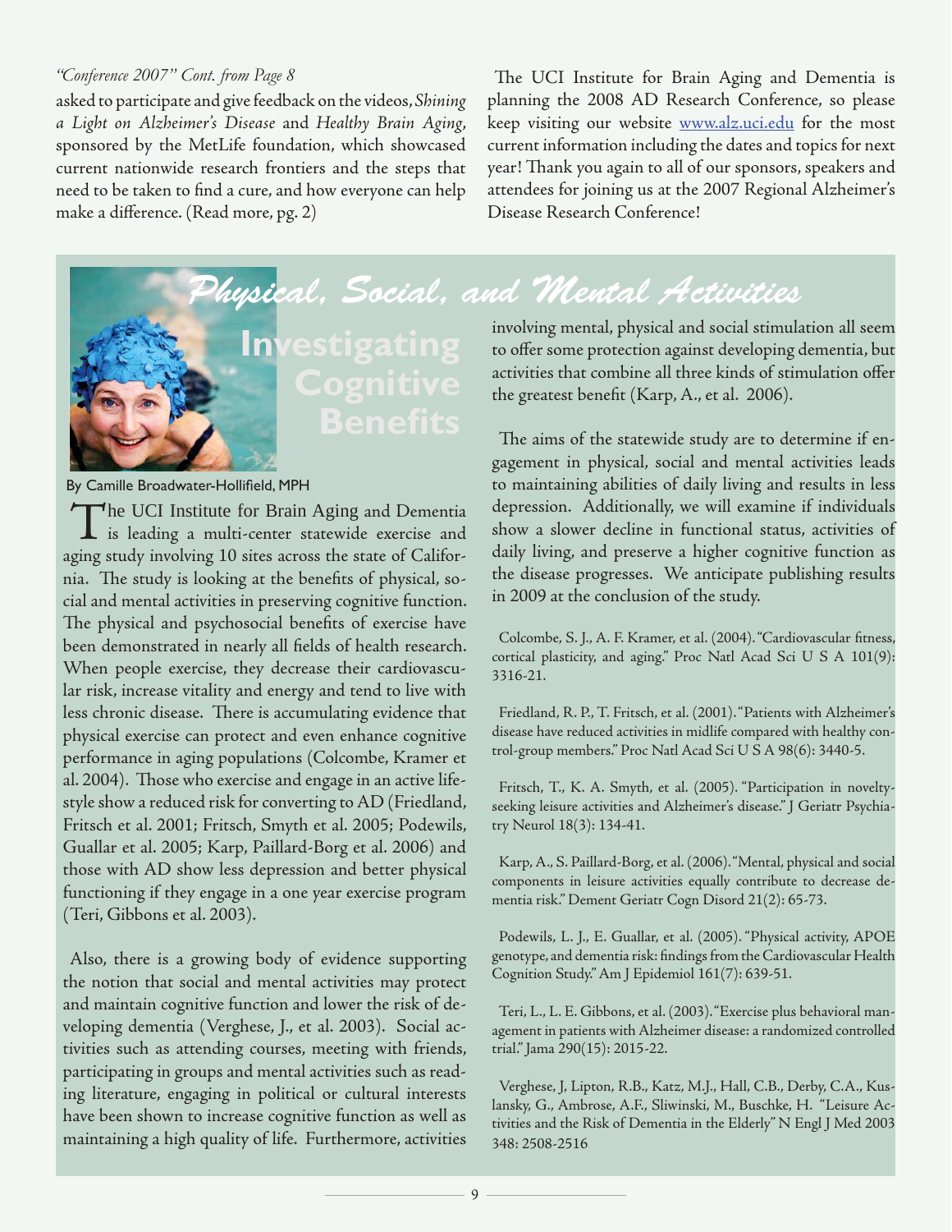*"Conference 2007" Cont. from Page 8*

asked to participate and give feedback on the videos, *Shining a Light on Alzheimer's Disease* and *Healthy Brain Aging*, sponsored by the MetLife foundation, which showcased current nationwide research frontiers and the steps that need to be taken to find a cure, and how everyone can help make a difference. (Read more, pg. 2)

The UCI Institute for Brain Aging and Dementia is planning the 2008 AD Research Conference, so please keep visiting our website www.alz.uci.edu for the most current information including the dates and topics for next year! Thank you again to all of our sponsors, speakers and attendees for joining us at the 2007 Regional Alzheimer's Disease Research Conference!

# *Physical, Social, and Mental Activities*

## Investigating Cognitive Benefits

By Camille Broadwater-Hollifield, MPH

The UCI Institute for Brain Aging and Dementia is leading a multi-center statewide exercise and aging study involving 10 sites across the state of California. The study is looking at the benefits of physical, social and mental activities in preserving cognitive function. The physical and psychosocial benefits of exercise have been demonstrated in nearly all fields of health research. When people exercise, they decrease their cardiovascular risk, increase vitality and energy and tend to live with less chronic disease. There is accumulating evidence that physical exercise can protect and even enhance cognitive performance in aging populations (Colcombe, Kramer et al. 2004). Those who exercise and engage in an active lifestyle show a reduced risk for converting to AD (Friedland, Fritsch et al. 2001; Fritsch, Smyth et al. 2005; Podewils, Guallar et al. 2005; Karp, Paillard-Borg et al. 2006) and those with AD show less depression and better physical functioning if they engage in a one year exercise program (Teri, Gibbons et al. 2003).

Also, there is a growing body of evidence supporting the notion that social and mental activities may protect and maintain cognitive function and lower the risk of developing dementia (Verghese, J., et al. 2003). Social activities such as attending courses, meeting with friends, participating in groups and mental activities such as reading literature, engaging in political or cultural interests have been shown to increase cognitive function as well as maintaining a high quality of life. Furthermore, activities involving mental, physical and social stimulation all seem to offer some protection against developing dementia, but activities that combine all three kinds of stimulation offer the greatest benefit (Karp, A., et al. 2006).

The aims of the statewide study are to determine if engagement in physical, social and mental activities leads to maintaining abilities of daily living and results in less depression. Additionally, we will examine if individuals show a slower decline in functional status, activities of daily living, and preserve a higher cognitive function as the disease progresses. We anticipate publishing results in 2009 at the conclusion of the study.

Colcombe, S. J., A. F. Kramer, et al. (2004). "Cardiovascular fitness, cortical plasticity, and aging." Proc Natl Acad Sci U S A 101(9): 3316-21.

Friedland, R. P., T. Fritsch, et al. (2001). "Patients with Alzheimer's disease have reduced activities in midlife compared with healthy control-group members." Proc Natl Acad Sci U S A 98(6): 3440-5.

Fritsch, T., K. A. Smyth, et al. (2005). "Participation in novelty-seeking leisure activities and Alzheimer's disease." J Geriatr Psychiatry Neurol 18(3): 134-41.

Karp, A., S. Paillard-Borg, et al. (2006). "Mental, physical and social components in leisure activities equally contribute to decrease dementia risk." Dement Geriatr Cogn Disord 21(2): 65-73.

Podewils, L. J., E. Guallar, et al. (2005). "Physical activity, APOE genotype, and dementia risk: findings from the Cardiovascular Health Cognition Study." Am J Epidemiol 161(7): 639-51.

Teri, L., L. E. Gibbons, et al. (2003). "Exercise plus behavioral management in patients with Alzheimer disease: a randomized controlled trial." Jama 290(15): 2015-22.

Verghese, J, Lipton, R.B., Katz, M.J., Hall, C.B., Derby, C.A., Kuslansky, G., Ambrose, A.F., Sliwinski, M., Buschke, H. "Leisure Activities and the Risk of Dementia in the Elderly" N Engl J Med 2003 348: 2508-2516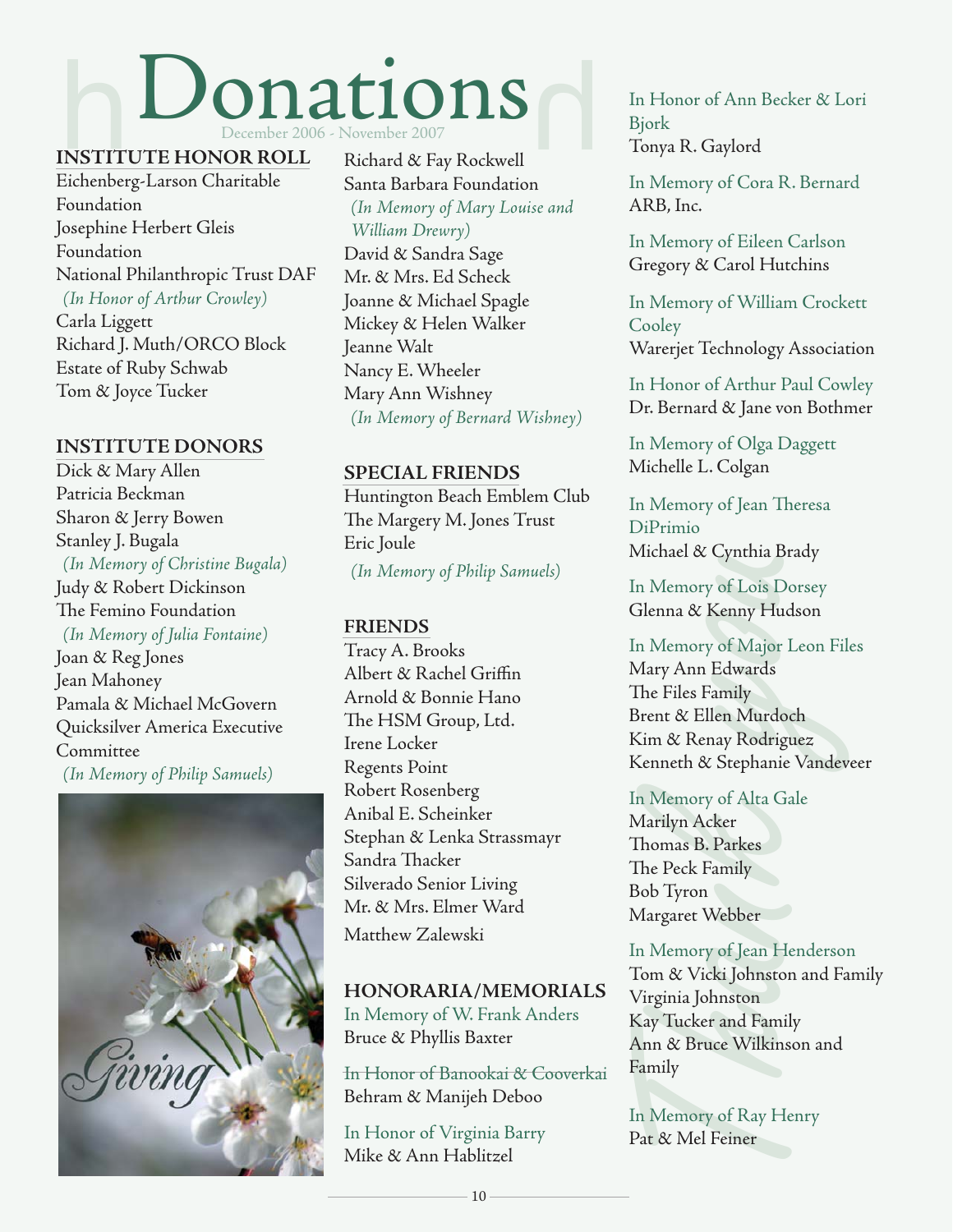# Donations

December 2006 - November 2007

## INSTITUTE HONOR ROLL

Eichenberg-Larson Charitable Foundation
Josephine Herbert Gleis Foundation
National Philanthropic Trust DAF
*(In Honor of Arthur Crowley)*
Carla Liggett
Richard J. Muth/ORCO Block
Estate of Ruby Schwab
Tom & Joyce Tucker

## INSTITUTE DONORS

Dick & Mary Allen
Patricia Beckman
Sharon & Jerry Bowen
Stanley J. Bugala
*(In Memory of Christine Bugala)*
Judy & Robert Dickinson
The Femino Foundation
*(In Memory of Julia Fontaine)*
Joan & Reg Jones
Jean Mahoney
Pamala & Michael McGovern
Quicksilver America Executive Committee
*(In Memory of Philip Samuels)*
Richard & Fay Rockwell
Santa Barbara Foundation
*(In Memory of Mary Louise and William Drewry)*
David & Sandra Sage
Mr. & Mrs. Ed Scheck
Joanne & Michael Spagle
Mickey & Helen Walker
Jeanne Walt
Nancy E. Wheeler
Mary Ann Wishney
*(In Memory of Bernard Wishney)*

## SPECIAL FRIENDS

Huntington Beach Emblem Club
The Margery M. Jones Trust
Eric Joule
*(In Memory of Philip Samuels)*

## FRIENDS

Tracy A. Brooks
Albert & Rachel Griffin
Arnold & Bonnie Hano
The HSM Group, Ltd.
Irene Locker
Regents Point
Robert Rosenberg
Anibal E. Scheinker
Stephan & Lenka Strassmayr
Sandra Thacker
Silverado Senior Living
Mr. & Mrs. Elmer Ward
Matthew Zalewski

## HONORARIA/MEMORIALS

In Memory of W. Frank Anders
Bruce & Phyllis Baxter

In Honor of Banookai & Cooverkai
Behram & Manijeh Deboo

In Honor of Virginia Barry
Mike & Ann Hablitzel

In Honor of Ann Becker & Lori Bjork
Tonya R. Gaylord

In Memory of Cora R. Bernard
ARB, Inc.

In Memory of Eileen Carlson
Gregory & Carol Hutchins

In Memory of William Crockett Cooley
Warerjet Technology Association

In Honor of Arthur Paul Cowley
Dr. Bernard & Jane von Bothmer

In Memory of Olga Daggett
Michelle L. Colgan

In Memory of Jean Theresa DiPrimio
Michael & Cynthia Brady

In Memory of Lois Dorsey
Glenna & Kenny Hudson

In Memory of Major Leon Files
Mary Ann Edwards
The Files Family
Brent & Ellen Murdoch
Kim & Renay Rodriguez
Kenneth & Stephanie Vandeveer

In Memory of Alta Gale
Marilyn Acker
Thomas B. Parkes
The Peck Family
Bob Tyron
Margaret Webber

In Memory of Jean Henderson
Tom & Vicki Johnston and Family
Virginia Johnston
Kay Tucker and Family
Ann & Bruce Wilkinson and Family

In Memory of Ray Henry
Pat & Mel Feiner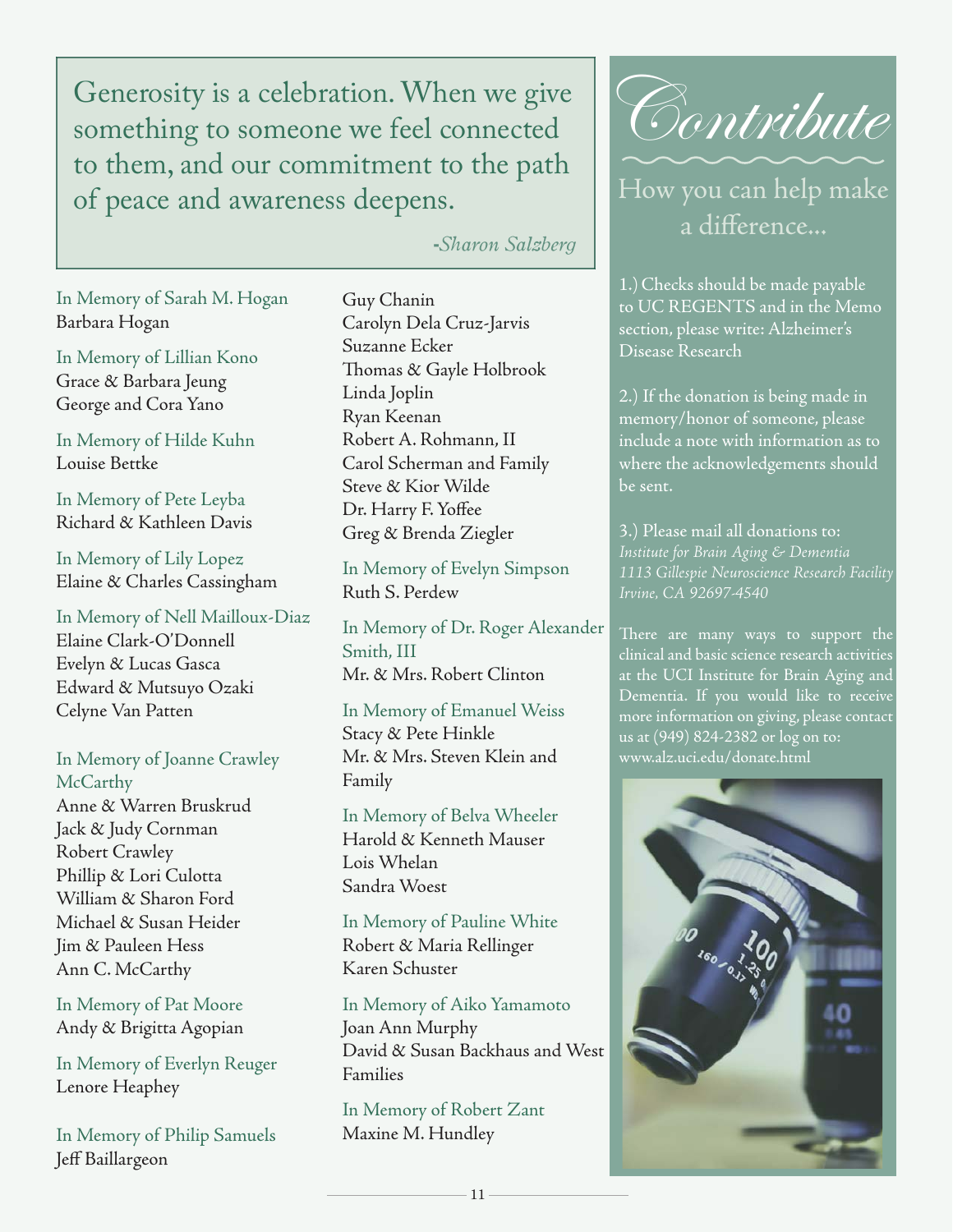> Generosity is a celebration. When we give something to someone we feel connected to them, and our commitment to the path of peace and awareness deepens.
>
> -*Sharon Salzberg*

In Memory of Sarah M. Hogan
Barbara Hogan

In Memory of Lillian Kono
Grace & Barbara Jeung
George and Cora Yano

In Memory of Hilde Kuhn
Louise Bettke

In Memory of Pete Leyba
Richard & Kathleen Davis

In Memory of Lily Lopez
Elaine & Charles Cassingham

In Memory of Nell Mailloux-Diaz
Elaine Clark-O'Donnell
Evelyn & Lucas Gasca
Edward & Mutsuyo Ozaki
Celyne Van Patten

In Memory of Joanne Crawley McCarthy
Anne & Warren Bruskrud
Jack & Judy Cornman
Robert Crawley
Phillip & Lori Culotta
William & Sharon Ford
Michael & Susan Heider
Jim & Pauleen Hess
Ann C. McCarthy

In Memory of Pat Moore
Andy & Brigitta Agopian

In Memory of Everlyn Reuger
Lenore Heaphey

In Memory of Philip Samuels
Jeff Baillargeon
Guy Chanin
Carolyn Dela Cruz-Jarvis
Suzanne Ecker
Thomas & Gayle Holbrook
Linda Joplin
Ryan Keenan
Robert A. Rohmann, II
Carol Scherman and Family
Steve & Kior Wilde
Dr. Harry F. Yoffee
Greg & Brenda Ziegler

In Memory of Evelyn Simpson
Ruth S. Perdew

In Memory of Dr. Roger Alexander Smith, III
Mr. & Mrs. Robert Clinton

In Memory of Emanuel Weiss
Stacy & Pete Hinkle
Mr. & Mrs. Steven Klein and Family

In Memory of Belva Wheeler
Harold & Kenneth Mauser
Lois Whelan
Sandra Woest

In Memory of Pauline White
Robert & Maria Rellinger
Karen Schuster

In Memory of Aiko Yamamoto
Joan Ann Murphy
David & Susan Backhaus and West Families

In Memory of Robert Zant
Maxine M. Hundley

# Contribute

## How you can help make a difference...

1.) Checks should be made payable to UC REGENTS and in the Memo section, please write: Alzheimer's Disease Research

2.) If the donation is being made in memory/honor of someone, please include a note with information as to where the acknowledgements should be sent.

3.) Please mail all donations to:
*Institute for Brain Aging & Dementia*
*1113 Gillespie Neuroscience Research Facility*
*Irvine, CA 92697-4540*

There are many ways to support the clinical and basic science research activities at the UCI Institute for Brain Aging and Dementia. If you would like to receive more information on giving, please contact us at (949) 824-2382 or log on to: www.alz.uci.edu/donate.html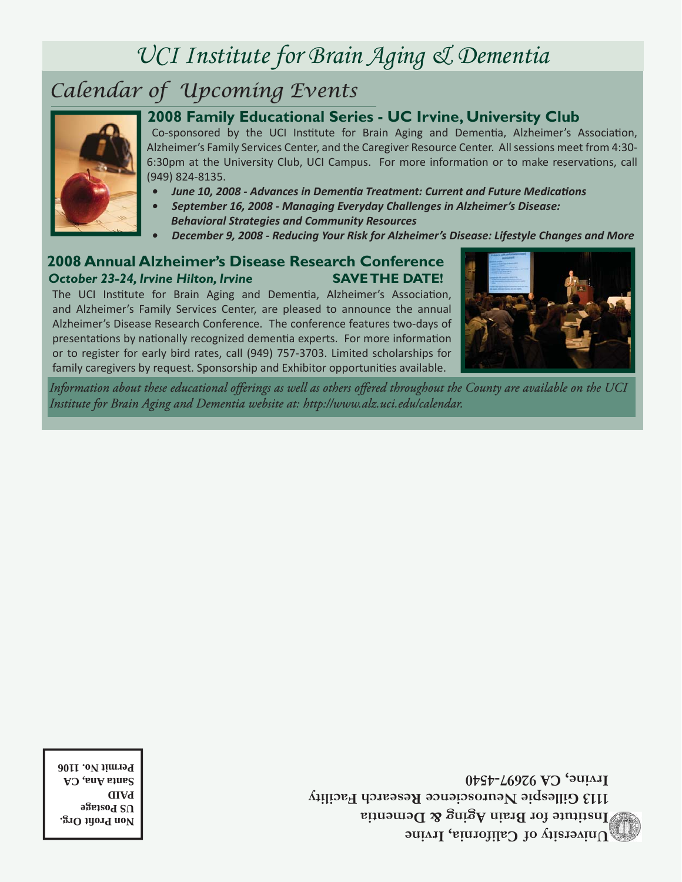# UCI Institute for Brain Aging & Dementia

## Calendar of Upcoming Events

### 2008 Family Educational Series - UC Irvine, University Club

Co-sponsored by the UCI Institute for Brain Aging and Dementia, Alzheimer's Association, Alzheimer's Family Services Center, and the Caregiver Resource Center. All sessions meet from 4:30-6:30pm at the University Club, UCI Campus. For more information or to make reservations, call (949) 824-8135.

- ***June 10, 2008 - Advances in Dementia Treatment: Current and Future Medications***
- ***September 16, 2008 - Managing Everyday Challenges in Alzheimer's Disease: Behavioral Strategies and Community Resources***
- ***December 9, 2008 - Reducing Your Risk for Alzheimer's Disease: Lifestyle Changes and More***

### 2008 Annual Alzheimer's Disease Research Conference

***October 23-24, Irvine Hilton, Irvine*** **SAVE THE DATE!**

The UCI Institute for Brain Aging and Dementia, Alzheimer's Association, and Alzheimer's Family Services Center, are pleased to announce the annual Alzheimer's Disease Research Conference. The conference features two-days of presentations by nationally recognized dementia experts. For more information or to register for early bird rates, call (949) 757-3703. Limited scholarships for family caregivers by request. Sponsorship and Exhibitor opportunities available.

*Information about these educational offerings as well as others offered throughout the County are available on the UCI Institute for Brain Aging and Dementia website at: http://www.alz.uci.edu/calendar.*

**University of California, Irvine**
**Institute for Brain Aging & Dementia**
**1113 Gillespie Neuroscience Research Facility**
**Irvine, CA 92697-4540**

**Non Profit Org.**
**US Postage**
**PAID**
**Santa Ana, CA**
**Permit No. 1106**